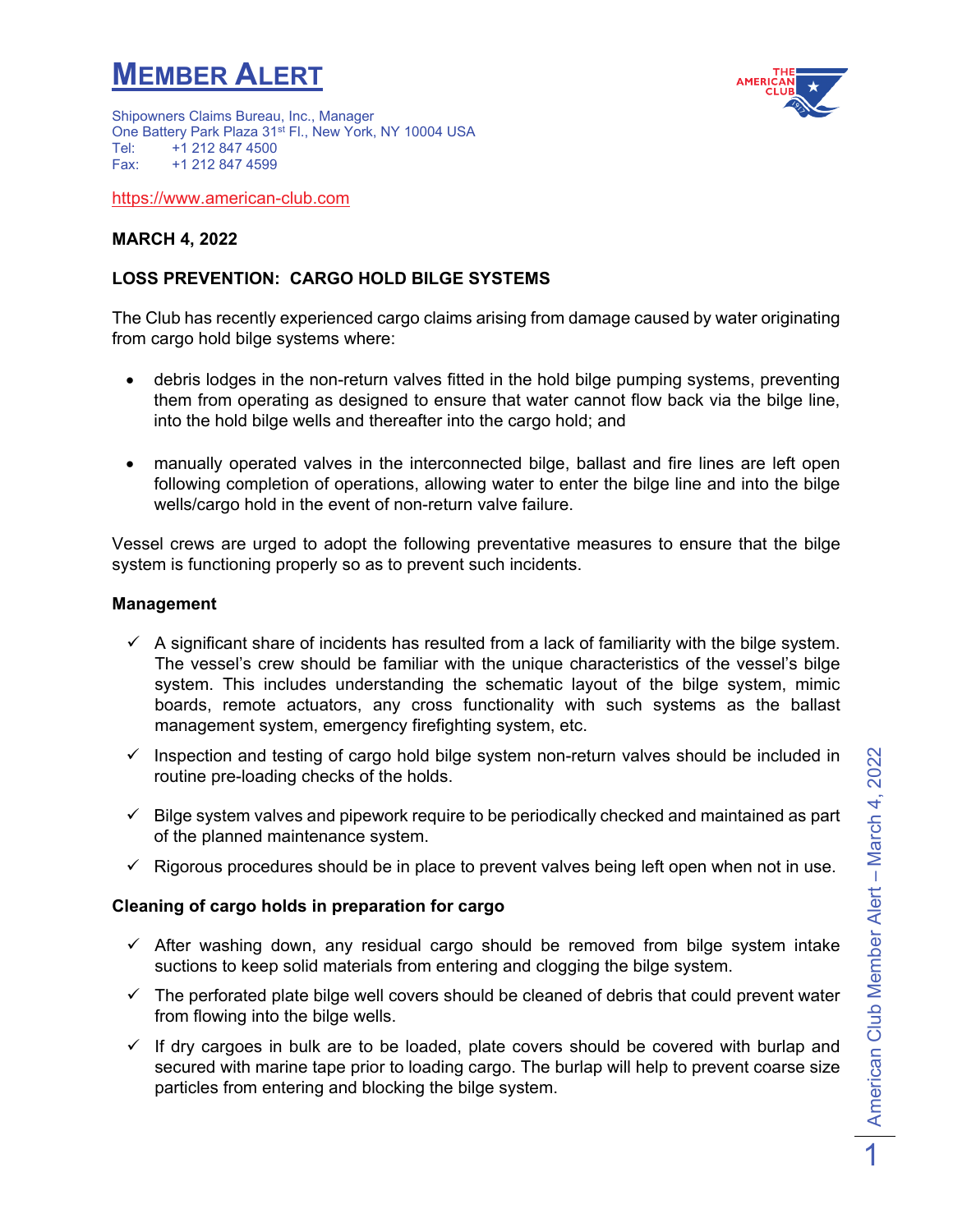# MEMBER ALERT

Shipowners Claims Bureau, Inc., Manager
One Battery Park Plaza 31st Fl., New York, NY 10004 USA
Tel: +1 212 847 4500
Fax: +1 212 847 4599

https://www.american-club.com

**MARCH 4, 2022**

**LOSS PREVENTION: CARGO HOLD BILGE SYSTEMS**

The Club has recently experienced cargo claims arising from damage caused by water originating from cargo hold bilge systems where:

- debris lodges in the non-return valves fitted in the hold bilge pumping systems, preventing them from operating as designed to ensure that water cannot flow back via the bilge line, into the hold bilge wells and thereafter into the cargo hold; and

- manually operated valves in the interconnected bilge, ballast and fire lines are left open following completion of operations, allowing water to enter the bilge line and into the bilge wells/cargo hold in the event of non-return valve failure.

Vessel crews are urged to adopt the following preventative measures to ensure that the bilge system is functioning properly so as to prevent such incidents.

**Management**

- ✓ A significant share of incidents has resulted from a lack of familiarity with the bilge system. The vessel's crew should be familiar with the unique characteristics of the vessel's bilge system. This includes understanding the schematic layout of the bilge system, mimic boards, remote actuators, any cross functionality with such systems as the ballast management system, emergency firefighting system, etc.
- ✓ Inspection and testing of cargo hold bilge system non-return valves should be included in routine pre-loading checks of the holds.
- ✓ Bilge system valves and pipework require to be periodically checked and maintained as part of the planned maintenance system.
- ✓ Rigorous procedures should be in place to prevent valves being left open when not in use.

**Cleaning of cargo holds in preparation for cargo**

- ✓ After washing down, any residual cargo should be removed from bilge system intake suctions to keep solid materials from entering and clogging the bilge system.
- ✓ The perforated plate bilge well covers should be cleaned of debris that could prevent water from flowing into the bilge wells.
- ✓ If dry cargoes in bulk are to be loaded, plate covers should be covered with burlap and secured with marine tape prior to loading cargo. The burlap will help to prevent coarse size particles from entering and blocking the bilge system.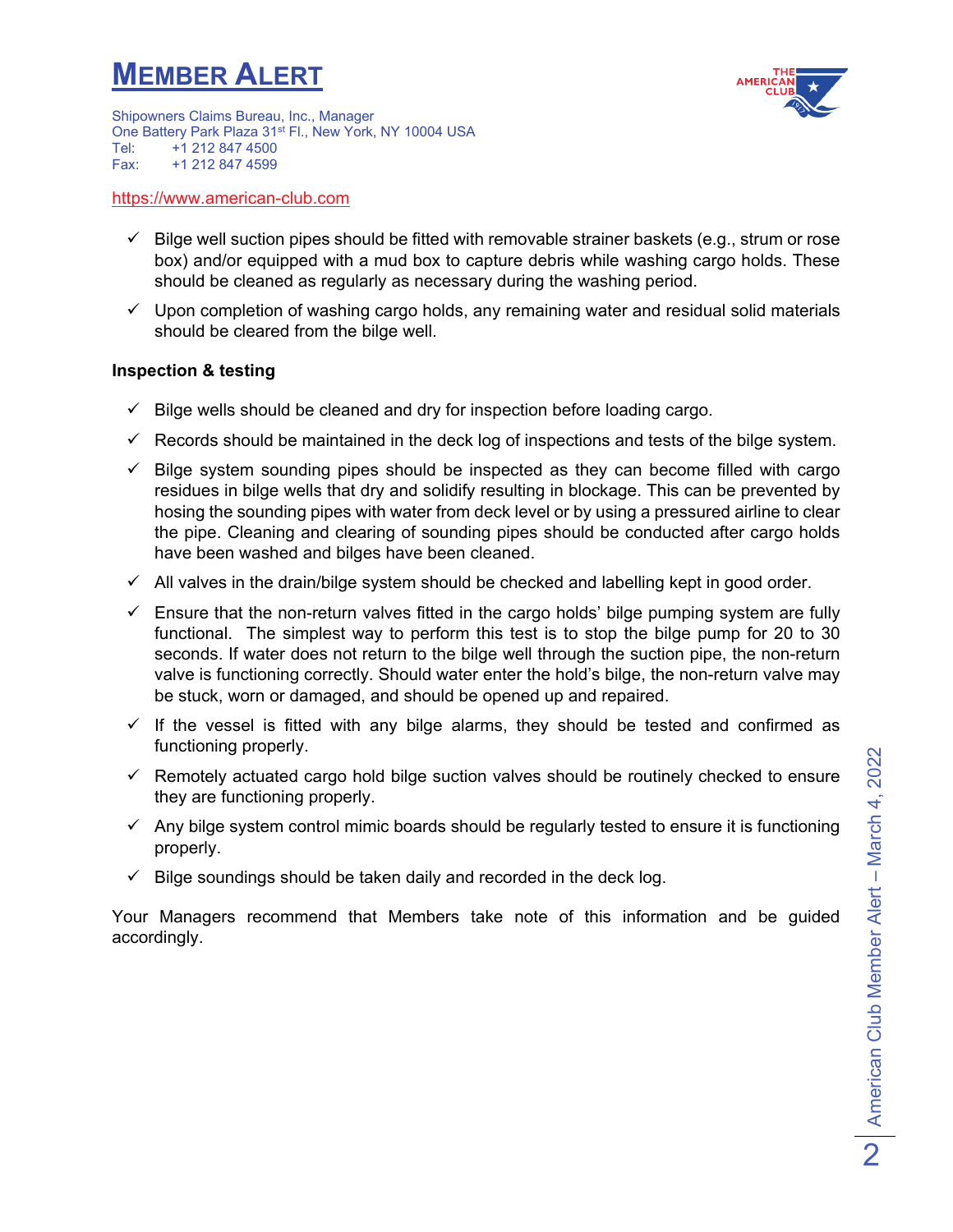- ✓ Bilge well suction pipes should be fitted with removable strainer baskets (e.g., strum or rose box) and/or equipped with a mud box to capture debris while washing cargo holds. These should be cleaned as regularly as necessary during the washing period.
- ✓ Upon completion of washing cargo holds, any remaining water and residual solid materials should be cleared from the bilge well.

**Inspection & testing**

- ✓ Bilge wells should be cleaned and dry for inspection before loading cargo.
- ✓ Records should be maintained in the deck log of inspections and tests of the bilge system.
- ✓ Bilge system sounding pipes should be inspected as they can become filled with cargo residues in bilge wells that dry and solidify resulting in blockage. This can be prevented by hosing the sounding pipes with water from deck level or by using a pressured airline to clear the pipe. Cleaning and clearing of sounding pipes should be conducted after cargo holds have been washed and bilges have been cleaned.
- ✓ All valves in the drain/bilge system should be checked and labelling kept in good order.
- ✓ Ensure that the non-return valves fitted in the cargo holds' bilge pumping system are fully functional. The simplest way to perform this test is to stop the bilge pump for 20 to 30 seconds. If water does not return to the bilge well through the suction pipe, the non-return valve is functioning correctly. Should water enter the hold's bilge, the non-return valve may be stuck, worn or damaged, and should be opened up and repaired.
- ✓ If the vessel is fitted with any bilge alarms, they should be tested and confirmed as functioning properly.
- ✓ Remotely actuated cargo hold bilge suction valves should be routinely checked to ensure they are functioning properly.
- ✓ Any bilge system control mimic boards should be regularly tested to ensure it is functioning properly.
- ✓ Bilge soundings should be taken daily and recorded in the deck log.

Your Managers recommend that Members take note of this information and be guided accordingly.